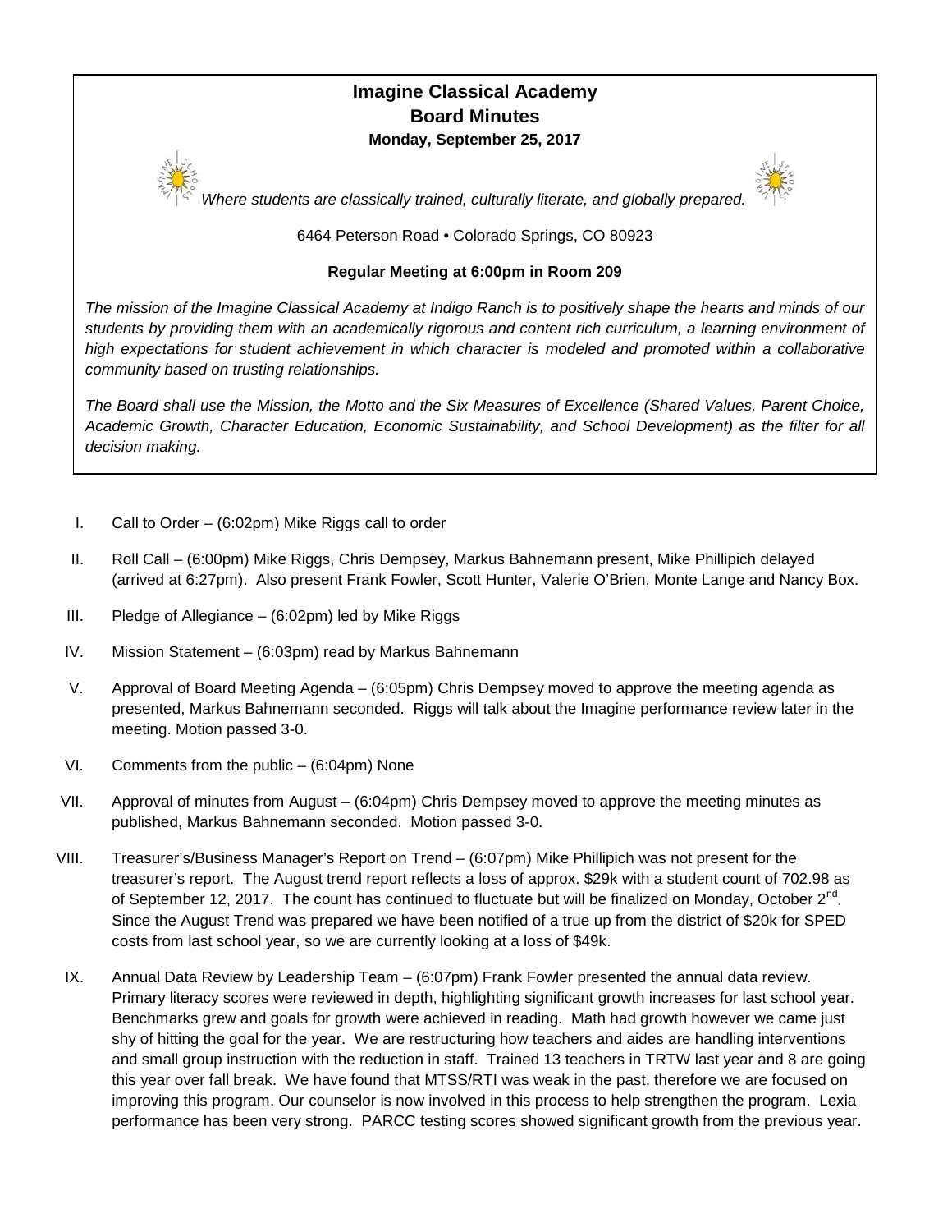# Imagine Classical Academy
## Board Minutes
**Monday, September 25, 2017**

*Where students are classically trained, culturally literate, and globally prepared.*

6464 Peterson Road • Colorado Springs, CO 80923

**Regular Meeting at 6:00pm in Room 209**

*The mission of the Imagine Classical Academy at Indigo Ranch is to positively shape the hearts and minds of our students by providing them with an academically rigorous and content rich curriculum, a learning environment of high expectations for student achievement in which character is modeled and promoted within a collaborative community based on trusting relationships.*

*The Board shall use the Mission, the Motto and the Six Measures of Excellence (Shared Values, Parent Choice, Academic Growth, Character Education, Economic Sustainability, and School Development) as the filter for all decision making.*

I. Call to Order – (6:02pm) Mike Riggs call to order

II. Roll Call – (6:00pm) Mike Riggs, Chris Dempsey, Markus Bahnemann present, Mike Phillipich delayed (arrived at 6:27pm). Also present Frank Fowler, Scott Hunter, Valerie O'Brien, Monte Lange and Nancy Box.

III. Pledge of Allegiance – (6:02pm) led by Mike Riggs

IV. Mission Statement – (6:03pm) read by Markus Bahnemann

V. Approval of Board Meeting Agenda – (6:05pm) Chris Dempsey moved to approve the meeting agenda as presented, Markus Bahnemann seconded. Riggs will talk about the Imagine performance review later in the meeting. Motion passed 3-0.

VI. Comments from the public – (6:04pm) None

VII. Approval of minutes from August – (6:04pm) Chris Dempsey moved to approve the meeting minutes as published, Markus Bahnemann seconded. Motion passed 3-0.

VIII. Treasurer's/Business Manager's Report on Trend – (6:07pm) Mike Phillipich was not present for the treasurer's report. The August trend report reflects a loss of approx. $29k with a student count of 702.98 as of September 12, 2017. The count has continued to fluctuate but will be finalized on Monday, October 2nd. Since the August Trend was prepared we have been notified of a true up from the district of $20k for SPED costs from last school year, so we are currently looking at a loss of $49k.

IX. Annual Data Review by Leadership Team – (6:07pm) Frank Fowler presented the annual data review. Primary literacy scores were reviewed in depth, highlighting significant growth increases for last school year. Benchmarks grew and goals for growth were achieved in reading. Math had growth however we came just shy of hitting the goal for the year. We are restructuring how teachers and aides are handling interventions and small group instruction with the reduction in staff. Trained 13 teachers in TRTW last year and 8 are going this year over fall break. We have found that MTSS/RTI was weak in the past, therefore we are focused on improving this program. Our counselor is now involved in this process to help strengthen the program. Lexia performance has been very strong. PARCC testing scores showed significant growth from the previous year.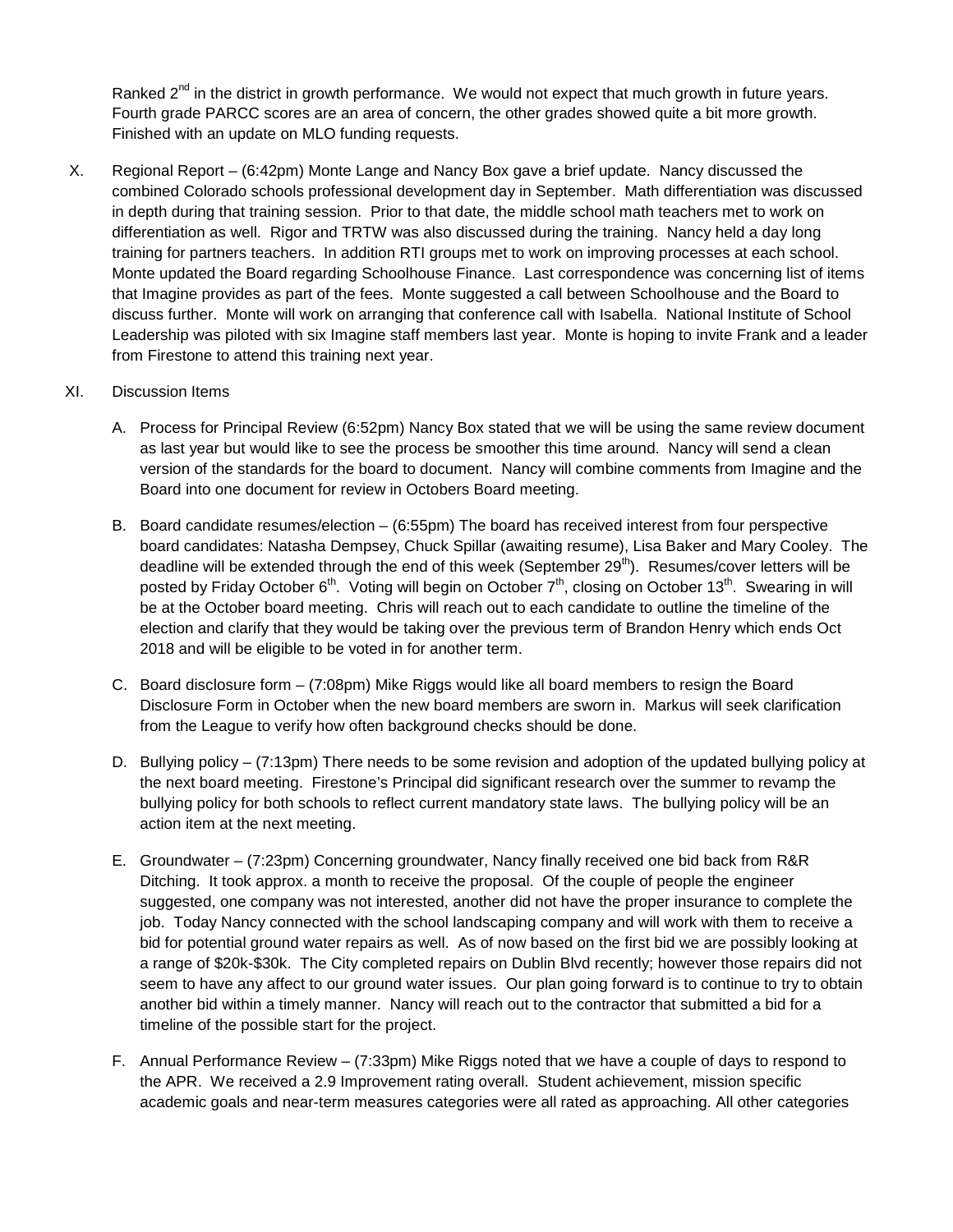Ranked 2nd in the district in growth performance. We would not expect that much growth in future years. Fourth grade PARCC scores are an area of concern, the other grades showed quite a bit more growth. Finished with an update on MLO funding requests.

X. Regional Report – (6:42pm) Monte Lange and Nancy Box gave a brief update. Nancy discussed the combined Colorado schools professional development day in September. Math differentiation was discussed in depth during that training session. Prior to that date, the middle school math teachers met to work on differentiation as well. Rigor and TRTW was also discussed during the training. Nancy held a day long training for partners teachers. In addition RTI groups met to work on improving processes at each school. Monte updated the Board regarding Schoolhouse Finance. Last correspondence was concerning list of items that Imagine provides as part of the fees. Monte suggested a call between Schoolhouse and the Board to discuss further. Monte will work on arranging that conference call with Isabella. National Institute of School Leadership was piloted with six Imagine staff members last year. Monte is hoping to invite Frank and a leader from Firestone to attend this training next year.

XI. Discussion Items

A. Process for Principal Review (6:52pm) Nancy Box stated that we will be using the same review document as last year but would like to see the process be smoother this time around. Nancy will send a clean version of the standards for the board to document. Nancy will combine comments from Imagine and the Board into one document for review in Octobers Board meeting.

B. Board candidate resumes/election – (6:55pm) The board has received interest from four perspective board candidates: Natasha Dempsey, Chuck Spillar (awaiting resume), Lisa Baker and Mary Cooley. The deadline will be extended through the end of this week (September 29th). Resumes/cover letters will be posted by Friday October 6th. Voting will begin on October 7th, closing on October 13th. Swearing in will be at the October board meeting. Chris will reach out to each candidate to outline the timeline of the election and clarify that they would be taking over the previous term of Brandon Henry which ends Oct 2018 and will be eligible to be voted in for another term.

C. Board disclosure form – (7:08pm) Mike Riggs would like all board members to resign the Board Disclosure Form in October when the new board members are sworn in. Markus will seek clarification from the League to verify how often background checks should be done.

D. Bullying policy – (7:13pm) There needs to be some revision and adoption of the updated bullying policy at the next board meeting. Firestone's Principal did significant research over the summer to revamp the bullying policy for both schools to reflect current mandatory state laws. The bullying policy will be an action item at the next meeting.

E. Groundwater – (7:23pm) Concerning groundwater, Nancy finally received one bid back from R&R Ditching. It took approx. a month to receive the proposal. Of the couple of people the engineer suggested, one company was not interested, another did not have the proper insurance to complete the job. Today Nancy connected with the school landscaping company and will work with them to receive a bid for potential ground water repairs as well. As of now based on the first bid we are possibly looking at a range of $20k-$30k. The City completed repairs on Dublin Blvd recently; however those repairs did not seem to have any affect to our ground water issues. Our plan going forward is to continue to try to obtain another bid within a timely manner. Nancy will reach out to the contractor that submitted a bid for a timeline of the possible start for the project.

F. Annual Performance Review – (7:33pm) Mike Riggs noted that we have a couple of days to respond to the APR. We received a 2.9 Improvement rating overall. Student achievement, mission specific academic goals and near-term measures categories were all rated as approaching. All other categories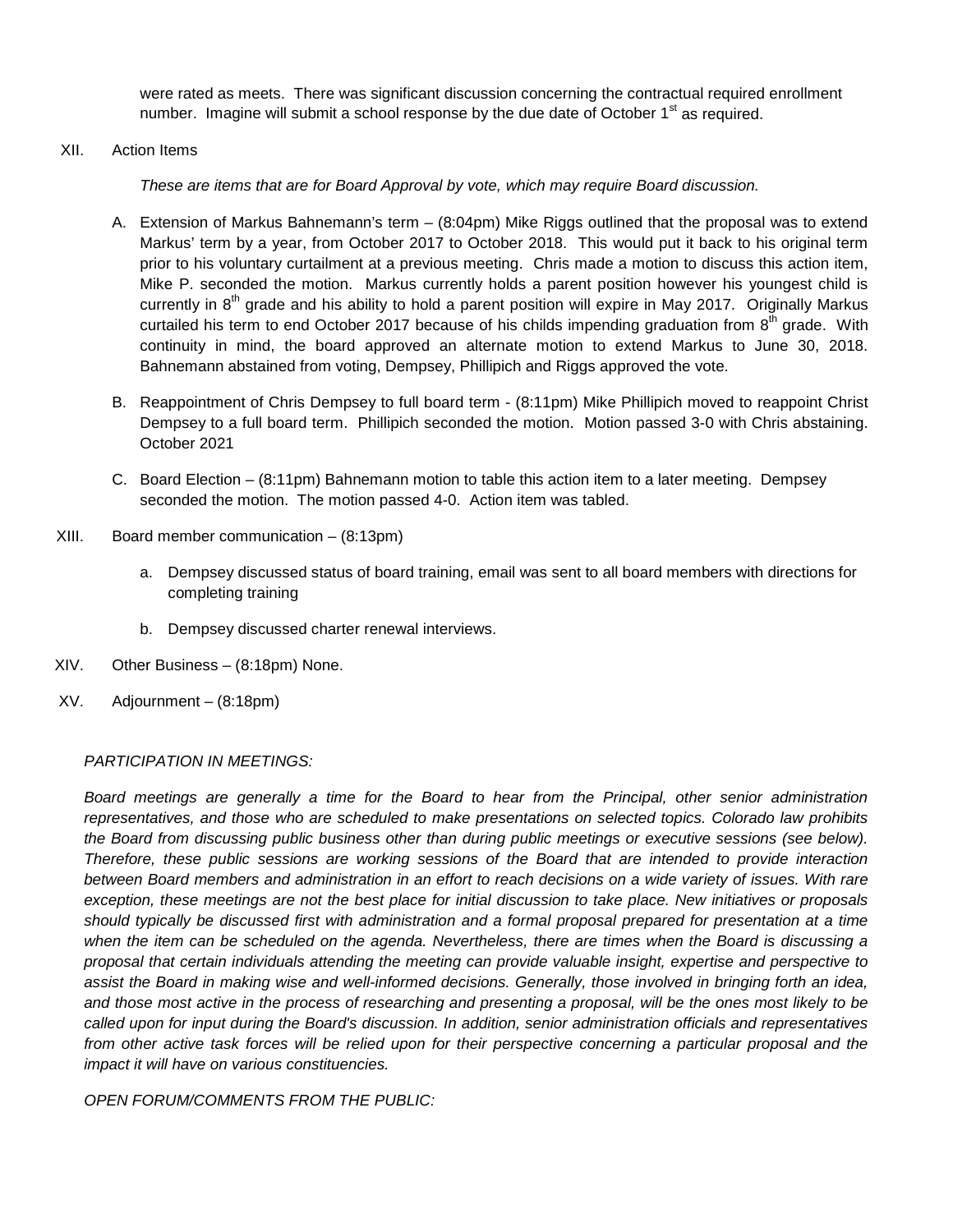were rated as meets. There was significant discussion concerning the contractual required enrollment number. Imagine will submit a school response by the due date of October 1st as required.

XII. Action Items

*These are items that are for Board Approval by vote, which may require Board discussion.*

A. Extension of Markus Bahnemann's term – (8:04pm) Mike Riggs outlined that the proposal was to extend Markus' term by a year, from October 2017 to October 2018. This would put it back to his original term prior to his voluntary curtailment at a previous meeting. Chris made a motion to discuss this action item, Mike P. seconded the motion. Markus currently holds a parent position however his youngest child is currently in 8th grade and his ability to hold a parent position will expire in May 2017. Originally Markus curtailed his term to end October 2017 because of his childs impending graduation from 8th grade. With continuity in mind, the board approved an alternate motion to extend Markus to June 30, 2018. Bahnemann abstained from voting, Dempsey, Phillipich and Riggs approved the vote.

B. Reappointment of Chris Dempsey to full board term - (8:11pm) Mike Phillipich moved to reappoint Christ Dempsey to a full board term. Phillipich seconded the motion. Motion passed 3-0 with Chris abstaining. October 2021

C. Board Election – (8:11pm) Bahnemann motion to table this action item to a later meeting. Dempsey seconded the motion. The motion passed 4-0. Action item was tabled.

XIII. Board member communication – (8:13pm)

a. Dempsey discussed status of board training, email was sent to all board members with directions for completing training

b. Dempsey discussed charter renewal interviews.

XIV. Other Business – (8:18pm) None.

XV. Adjournment – (8:18pm)

*PARTICIPATION IN MEETINGS:*

*Board meetings are generally a time for the Board to hear from the Principal, other senior administration representatives, and those who are scheduled to make presentations on selected topics. Colorado law prohibits the Board from discussing public business other than during public meetings or executive sessions (see below). Therefore, these public sessions are working sessions of the Board that are intended to provide interaction between Board members and administration in an effort to reach decisions on a wide variety of issues. With rare exception, these meetings are not the best place for initial discussion to take place. New initiatives or proposals should typically be discussed first with administration and a formal proposal prepared for presentation at a time when the item can be scheduled on the agenda. Nevertheless, there are times when the Board is discussing a proposal that certain individuals attending the meeting can provide valuable insight, expertise and perspective to assist the Board in making wise and well-informed decisions. Generally, those involved in bringing forth an idea, and those most active in the process of researching and presenting a proposal, will be the ones most likely to be called upon for input during the Board's discussion. In addition, senior administration officials and representatives from other active task forces will be relied upon for their perspective concerning a particular proposal and the impact it will have on various constituencies.*

*OPEN FORUM/COMMENTS FROM THE PUBLIC:*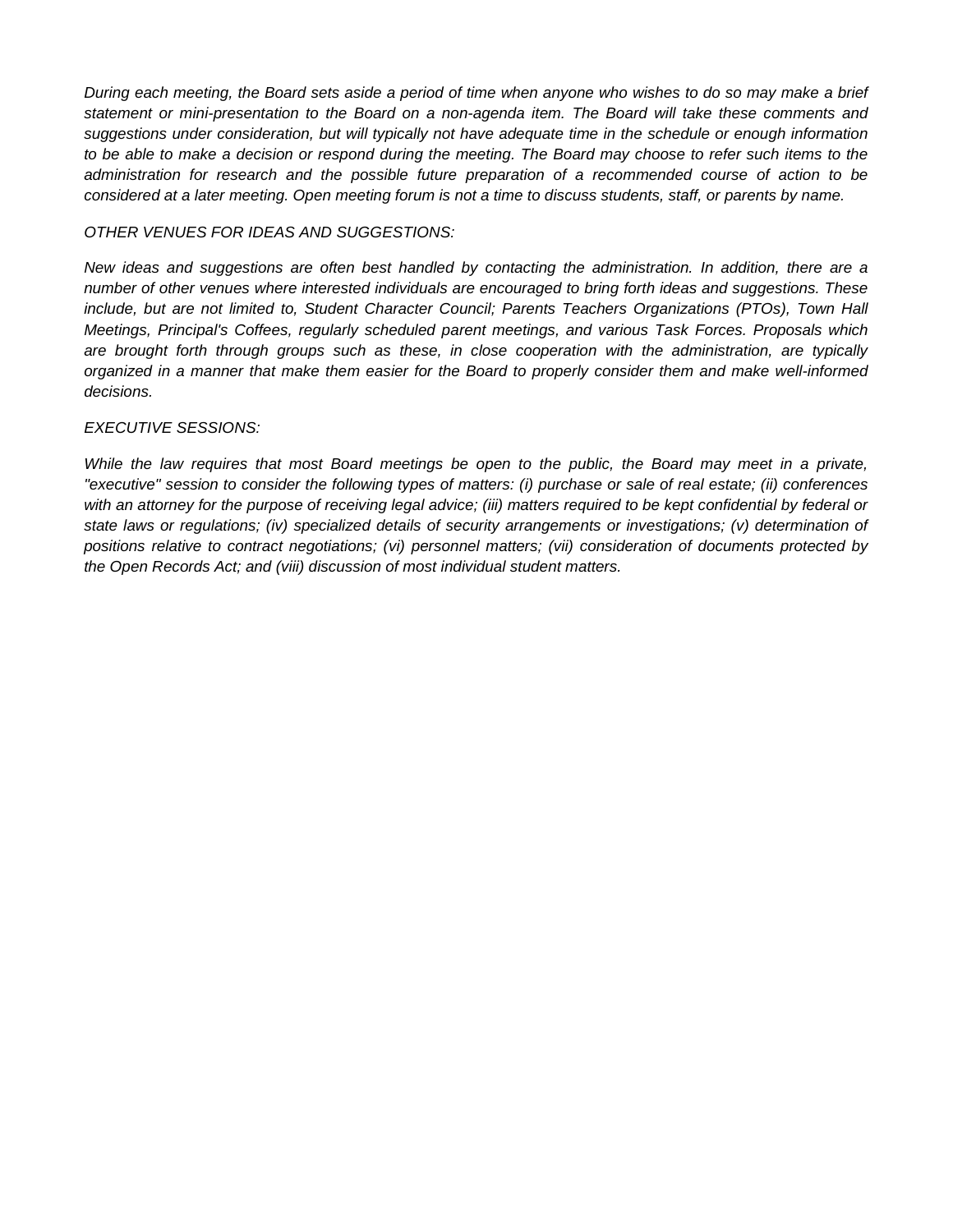*During each meeting, the Board sets aside a period of time when anyone who wishes to do so may make a brief statement or mini-presentation to the Board on a non-agenda item. The Board will take these comments and suggestions under consideration, but will typically not have adequate time in the schedule or enough information to be able to make a decision or respond during the meeting. The Board may choose to refer such items to the administration for research and the possible future preparation of a recommended course of action to be considered at a later meeting. Open meeting forum is not a time to discuss students, staff, or parents by name.*

*OTHER VENUES FOR IDEAS AND SUGGESTIONS:*

*New ideas and suggestions are often best handled by contacting the administration. In addition, there are a number of other venues where interested individuals are encouraged to bring forth ideas and suggestions. These include, but are not limited to, Student Character Council; Parents Teachers Organizations (PTOs), Town Hall Meetings, Principal's Coffees, regularly scheduled parent meetings, and various Task Forces. Proposals which are brought forth through groups such as these, in close cooperation with the administration, are typically organized in a manner that make them easier for the Board to properly consider them and make well-informed decisions.*

*EXECUTIVE SESSIONS:*

*While the law requires that most Board meetings be open to the public, the Board may meet in a private, "executive" session to consider the following types of matters: (i) purchase or sale of real estate; (ii) conferences with an attorney for the purpose of receiving legal advice; (iii) matters required to be kept confidential by federal or state laws or regulations; (iv) specialized details of security arrangements or investigations; (v) determination of positions relative to contract negotiations; (vi) personnel matters; (vii) consideration of documents protected by the Open Records Act; and (viii) discussion of most individual student matters.*